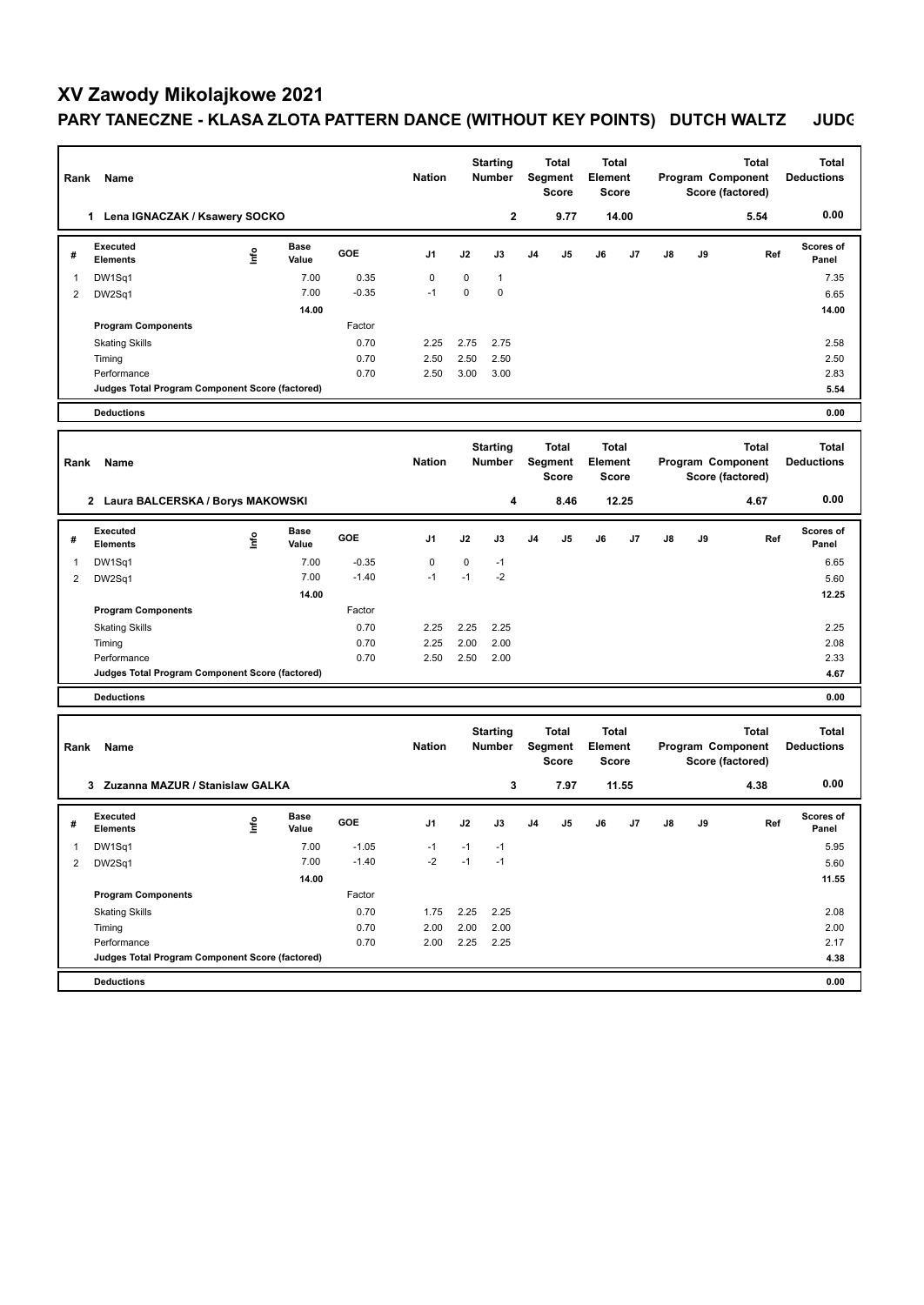# XV Zawody Mikolajkowe 2021

## PARY TANECZNE - KLASA ZLOTA PATTERN DANCE (WITHOUT KEY POINTS) DUTCH WALTZ JUDG

| Rank | Name | Nation | Starting Number | Total Segment Score | Total Element Score | Total Program Component Score (factored) | Total Deductions |
|---|---|---|---|---|---|---|---|
| 1 | Lena IGNACZAK / Ksawery SOCKO | | 2 | 9.77 | 14.00 | 5.54 | 0.00 |

| # | Executed Elements | Info | Base Value | GOE | J1 | J2 | J3 | J4 | J5 | J6 | J7 | J8 | J9 | Ref | Scores of Panel |
|---|---|---|---|---|---|---|---|---|---|---|---|---|---|---|---|
| 1 | DW1Sq1 | | 7.00 | 0.35 | 0 | 0 | 1 | | | | | | | | 7.35 |
| 2 | DW2Sq1 | | 7.00 | -0.35 | -1 | 0 | 0 | | | | | | | | 6.65 |
| | | | 14.00 | | | | | | | | | | | | 14.00 |
| | **Program Components** | | | Factor | | | | | | | | | | | |
| | Skating Skills | | | 0.70 | 2.25 | 2.75 | 2.75 | | | | | | | | 2.58 |
| | Timing | | | 0.70 | 2.50 | 2.50 | 2.50 | | | | | | | | 2.50 |
| | Performance | | | 0.70 | 2.50 | 3.00 | 3.00 | | | | | | | | 2.83 |
| | **Judges Total Program Component Score (factored)** | | | | | | | | | | | | | | 5.54 |
| | **Deductions** | | | | | | | | | | | | | | 0.00 |

| Rank | Name | Nation | Starting Number | Total Segment Score | Total Element Score | Total Program Component Score (factored) | Total Deductions |
|---|---|---|---|---|---|---|---|
| 2 | Laura BALCERSKA / Borys MAKOWSKI | | 4 | 8.46 | 12.25 | 4.67 | 0.00 |

| # | Executed Elements | Info | Base Value | GOE | J1 | J2 | J3 | J4 | J5 | J6 | J7 | J8 | J9 | Ref | Scores of Panel |
|---|---|---|---|---|---|---|---|---|---|---|---|---|---|---|---|
| 1 | DW1Sq1 | | 7.00 | -0.35 | 0 | 0 | -1 | | | | | | | | 6.65 |
| 2 | DW2Sq1 | | 7.00 | -1.40 | -1 | -1 | -2 | | | | | | | | 5.60 |
| | | | 14.00 | | | | | | | | | | | | 12.25 |
| | **Program Components** | | | Factor | | | | | | | | | | | |
| | Skating Skills | | | 0.70 | 2.25 | 2.25 | 2.25 | | | | | | | | 2.25 |
| | Timing | | | 0.70 | 2.25 | 2.00 | 2.00 | | | | | | | | 2.08 |
| | Performance | | | 0.70 | 2.50 | 2.50 | 2.00 | | | | | | | | 2.33 |
| | **Judges Total Program Component Score (factored)** | | | | | | | | | | | | | | 4.67 |
| | **Deductions** | | | | | | | | | | | | | | 0.00 |

| Rank | Name | Nation | Starting Number | Total Segment Score | Total Element Score | Total Program Component Score (factored) | Total Deductions |
|---|---|---|---|---|---|---|---|
| 3 | Zuzanna MAZUR / Stanislaw GALKA | | 3 | 7.97 | 11.55 | 4.38 | 0.00 |

| # | Executed Elements | Info | Base Value | GOE | J1 | J2 | J3 | J4 | J5 | J6 | J7 | J8 | J9 | Ref | Scores of Panel |
|---|---|---|---|---|---|---|---|---|---|---|---|---|---|---|---|
| 1 | DW1Sq1 | | 7.00 | -1.05 | -1 | -1 | -1 | | | | | | | | 5.95 |
| 2 | DW2Sq1 | | 7.00 | -1.40 | -2 | -1 | -1 | | | | | | | | 5.60 |
| | | | 14.00 | | | | | | | | | | | | 11.55 |
| | **Program Components** | | | Factor | | | | | | | | | | | |
| | Skating Skills | | | 0.70 | 1.75 | 2.25 | 2.25 | | | | | | | | 2.08 |
| | Timing | | | 0.70 | 2.00 | 2.00 | 2.00 | | | | | | | | 2.00 |
| | Performance | | | 0.70 | 2.00 | 2.25 | 2.25 | | | | | | | | 2.17 |
| | **Judges Total Program Component Score (factored)** | | | | | | | | | | | | | | 4.38 |
| | **Deductions** | | | | | | | | | | | | | | 0.00 |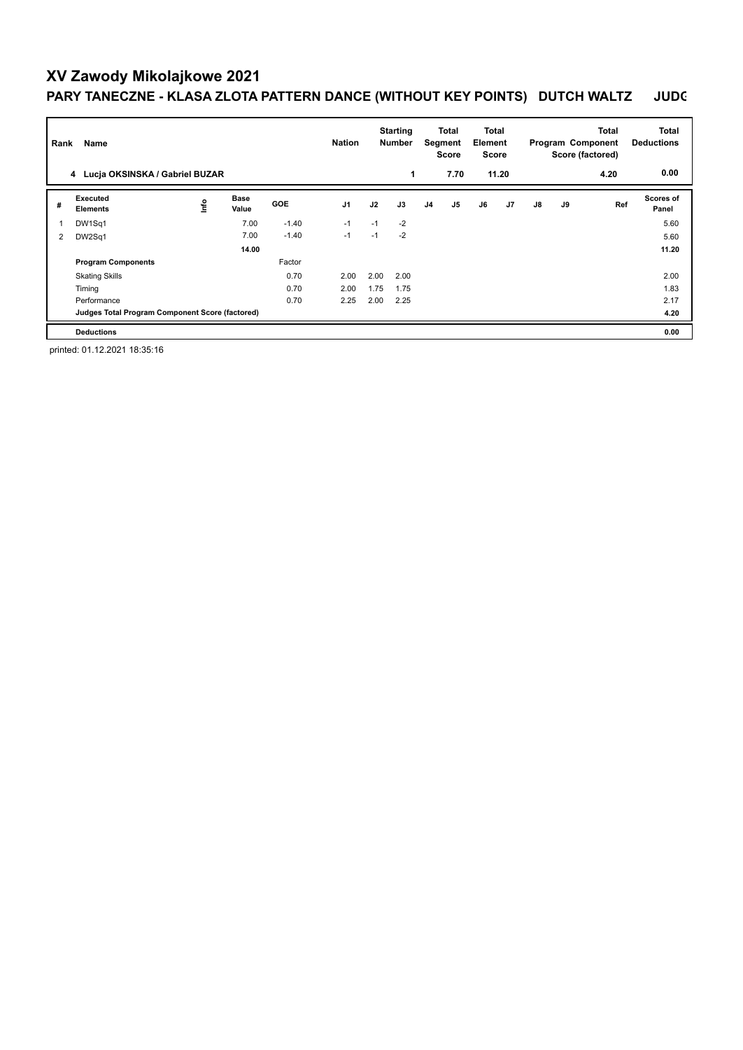# XV Zawody Mikolajkowe 2021

## PARY TANECZNE - KLASA ZLOTA PATTERN DANCE (WITHOUT KEY POINTS) DUTCH WALTZ JUDG

| Rank | Name | Nation | Starting Number | Total Segment Score | Total Element Score | Total Program Component Score (factored) | Total Deductions |
|---|---|---|---|---|---|---|---|
| 4 | Lucja OKSINSKA / Gabriel BUZAR | | 1 | 7.70 | 11.20 | 4.20 | 0.00 |

| # | Executed Elements | Info | Base Value | GOE | J1 | J2 | J3 | J4 | J5 | J6 | J7 | J8 | J9 | Ref | Scores of Panel |
|---|---|---|---|---|---|---|---|---|---|---|---|---|---|---|---|
| 1 | DW1Sq1 | | 7.00 | -1.40 | -1 | -1 | -2 | | | | | | | | 5.60 |
| 2 | DW2Sq1 | | 7.00 | -1.40 | -1 | -1 | -2 | | | | | | | | 5.60 |
| | | | 14.00 | | | | | | | | | | | | 11.20 |
| | **Program Components** | | | Factor | | | | | | | | | | | |
| | Skating Skills | | | 0.70 | 2.00 | 2.00 | 2.00 | | | | | | | | 2.00 |
| | Timing | | | 0.70 | 2.00 | 1.75 | 1.75 | | | | | | | | 1.83 |
| | Performance | | | 0.70 | 2.25 | 2.00 | 2.25 | | | | | | | | 2.17 |
| | **Judges Total Program Component Score (factored)** | | | | | | | | | | | | | | 4.20 |
| | **Deductions** | | | | | | | | | | | | | | 0.00 |

printed: 01.12.2021 18:35:16